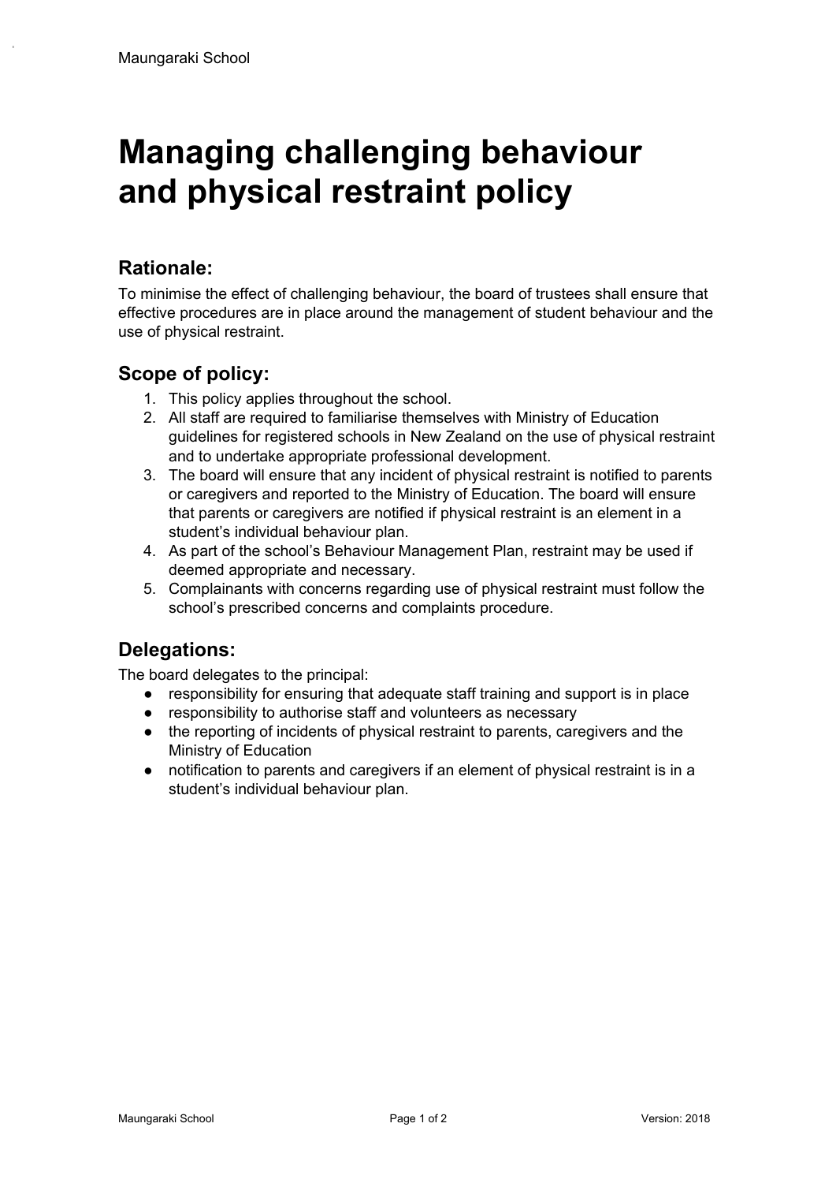# Managing challenging behaviour and physical restraint policy

## Rationale:

To minimise the effect of challenging behaviour, the board of trustees shall ensure that effective procedures are in place around the management of student behaviour and the use of physical restraint.

## Scope of policy:

1. This policy applies throughout the school.
2. All staff are required to familiarise themselves with Ministry of Education guidelines for registered schools in New Zealand on the use of physical restraint and to undertake appropriate professional development.
3. The board will ensure that any incident of physical restraint is notified to parents or caregivers and reported to the Ministry of Education. The board will ensure that parents or caregivers are notified if physical restraint is an element in a student's individual behaviour plan.
4. As part of the school's Behaviour Management Plan, restraint may be used if deemed appropriate and necessary.
5. Complainants with concerns regarding use of physical restraint must follow the school's prescribed concerns and complaints procedure.

## Delegations:

The board delegates to the principal:

- responsibility for ensuring that adequate staff training and support is in place
- responsibility to authorise staff and volunteers as necessary
- the reporting of incidents of physical restraint to parents, caregivers and the Ministry of Education
- notification to parents and caregivers if an element of physical restraint is in a student's individual behaviour plan.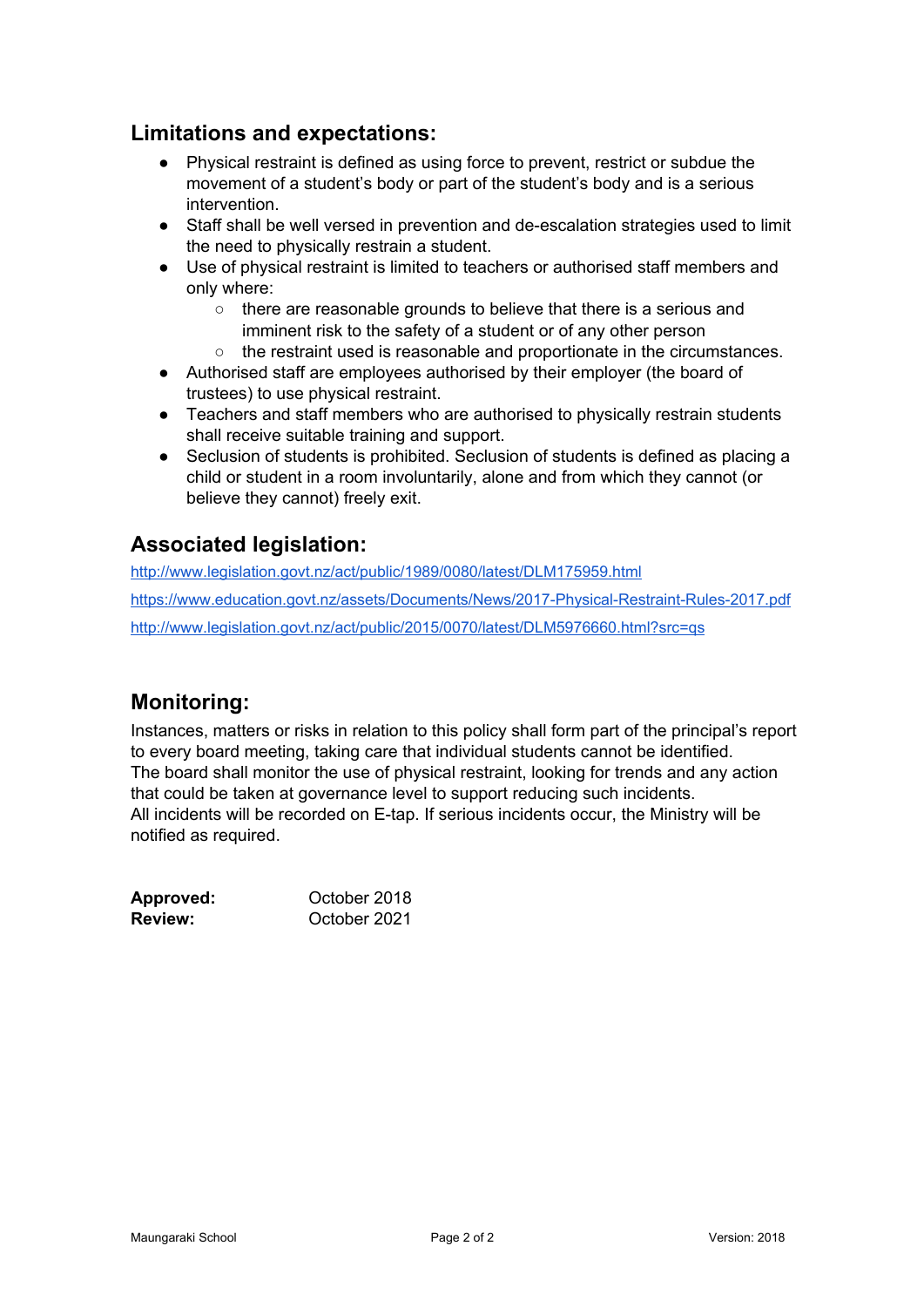## Limitations and expectations:

- Physical restraint is defined as using force to prevent, restrict or subdue the movement of a student's body or part of the student's body and is a serious intervention.
- Staff shall be well versed in prevention and de-escalation strategies used to limit the need to physically restrain a student.
- Use of physical restraint is limited to teachers or authorised staff members and only where:
  - there are reasonable grounds to believe that there is a serious and imminent risk to the safety of a student or of any other person
  - the restraint used is reasonable and proportionate in the circumstances.
- Authorised staff are employees authorised by their employer (the board of trustees) to use physical restraint.
- Teachers and staff members who are authorised to physically restrain students shall receive suitable training and support.
- Seclusion of students is prohibited. Seclusion of students is defined as placing a child or student in a room involuntarily, alone and from which they cannot (or believe they cannot) freely exit.

## Associated legislation:

http://www.legislation.govt.nz/act/public/1989/0080/latest/DLM175959.html

https://www.education.govt.nz/assets/Documents/News/2017-Physical-Restraint-Rules-2017.pdf

http://www.legislation.govt.nz/act/public/2015/0070/latest/DLM5976660.html?src=qs

## Monitoring:

Instances, matters or risks in relation to this policy shall form part of the principal's report to every board meeting, taking care that individual students cannot be identified.
The board shall monitor the use of physical restraint, looking for trends and any action that could be taken at governance level to support reducing such incidents.
All incidents will be recorded on E-tap. If serious incidents occur, the Ministry will be notified as required.

**Approved:** October 2018
**Review:** October 2021